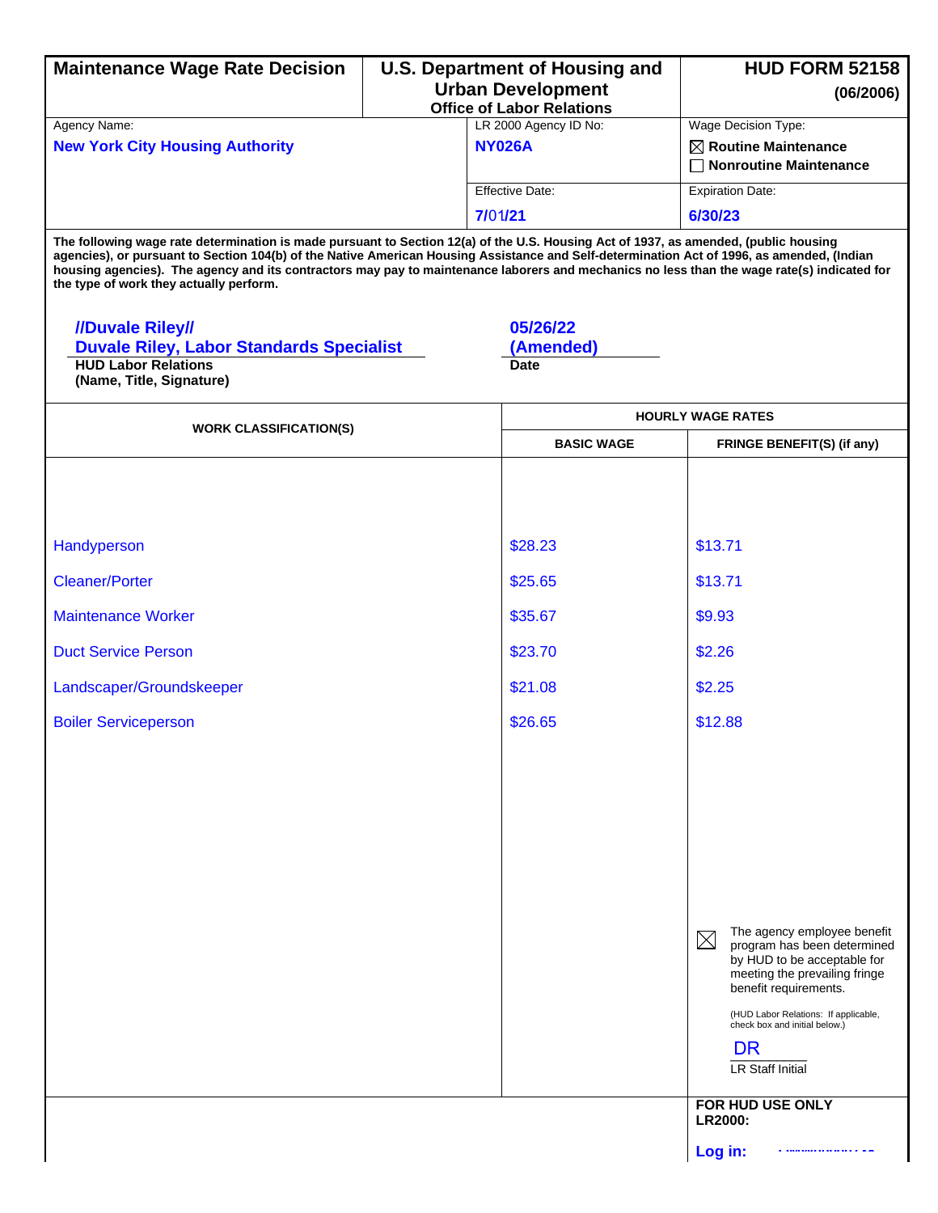# Maintenance Wage Rate Decision

**U.S. Department of Housing and Urban Development**
**Office of Labor Relations**

**HUD FORM 52158**
**(06/2006)**

| Agency Name: | LR 2000 Agency ID No: | Wage Decision Type: |
|---|---|---|
| **New York City Housing Authority** | **NY026A** | ☒ **Routine Maintenance** ☐ **Nonroutine Maintenance** |
| | Effective Date: **7/01/21** | Expiration Date: **6/30/23** |

**The following wage rate determination is made pursuant to Section 12(a) of the U.S. Housing Act of 1937, as amended, (public housing agencies), or pursuant to Section 104(b) of the Native American Housing Assistance and Self-determination Act of 1996, as amended, (Indian housing agencies). The agency and its contractors may pay to maintenance laborers and mechanics no less than the wage rate(s) indicated for the type of work they actually perform.**

**//Duvale Riley//**
**Duvale Riley, Labor Standards Specialist**
**HUD Labor Relations**
**(Name, Title, Signature)**

**05/26/22**
**(Amended)**
**Date**

| WORK CLASSIFICATION(S) | HOURLY WAGE RATES | |
|---|---|---|
| | **BASIC WAGE** | **FRINGE BENEFIT(S) (if any)** |
| Handyperson | $28.23 | $13.71 |
| Cleaner/Porter | $25.65 | $13.71 |
| Maintenance Worker | $35.67 | $9.93 |
| Duct Service Person | $23.70 | $2.26 |
| Landscaper/Groundskeeper | $21.08 | $2.25 |
| Boiler Serviceperson | $26.65 | $12.88 |

☒ The agency employee benefit program has been determined by HUD to be acceptable for meeting the prevailing fringe benefit requirements.

(HUD Labor Relations: If applicable, check box and initial below.)

DR
LR Staff Initial

**FOR HUD USE ONLY**
**LR2000:**

**Log in:**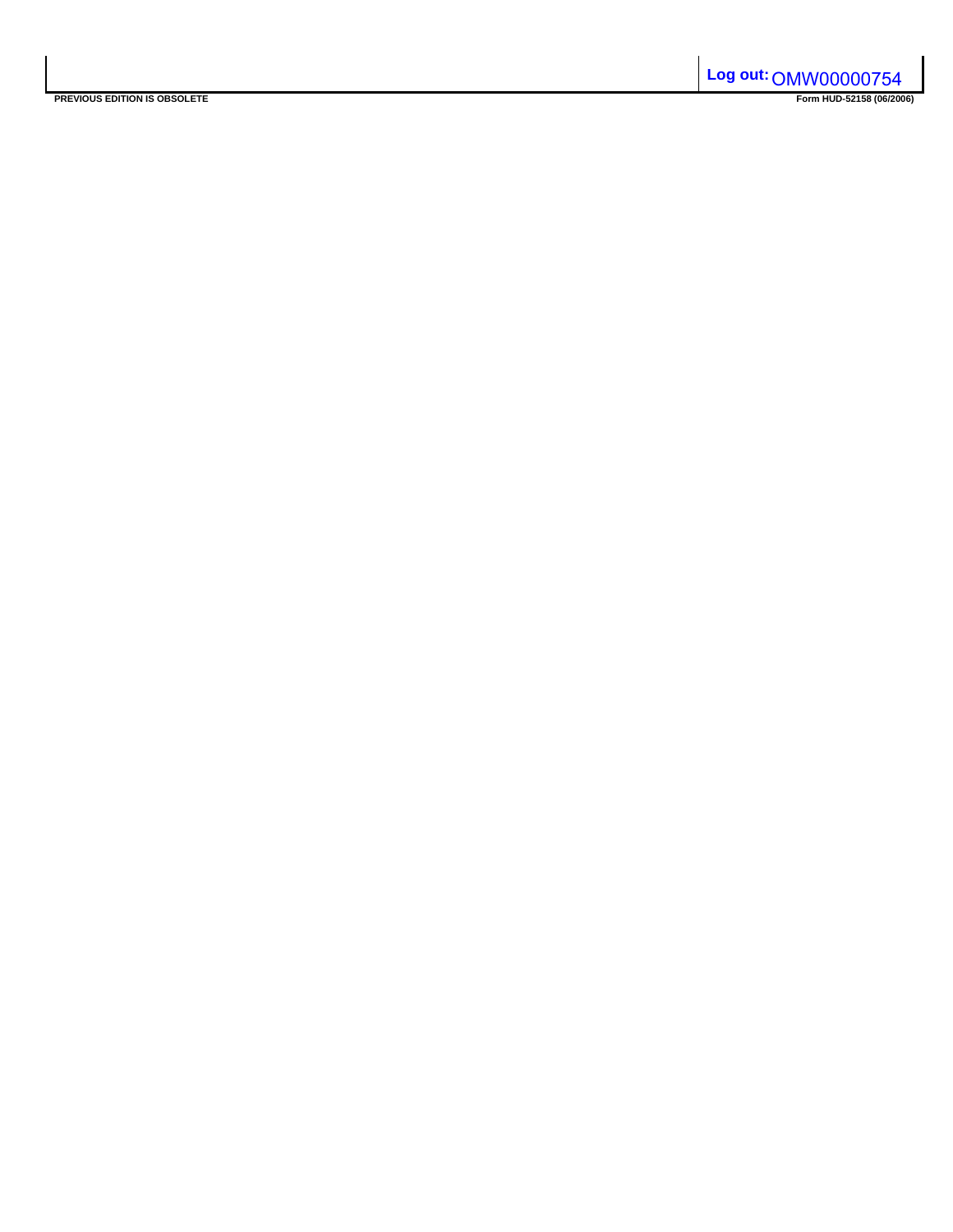Log out: OMW00000754

PREVIOUS EDITION IS OBSOLETE

Form HUD-52158 (06/2006)